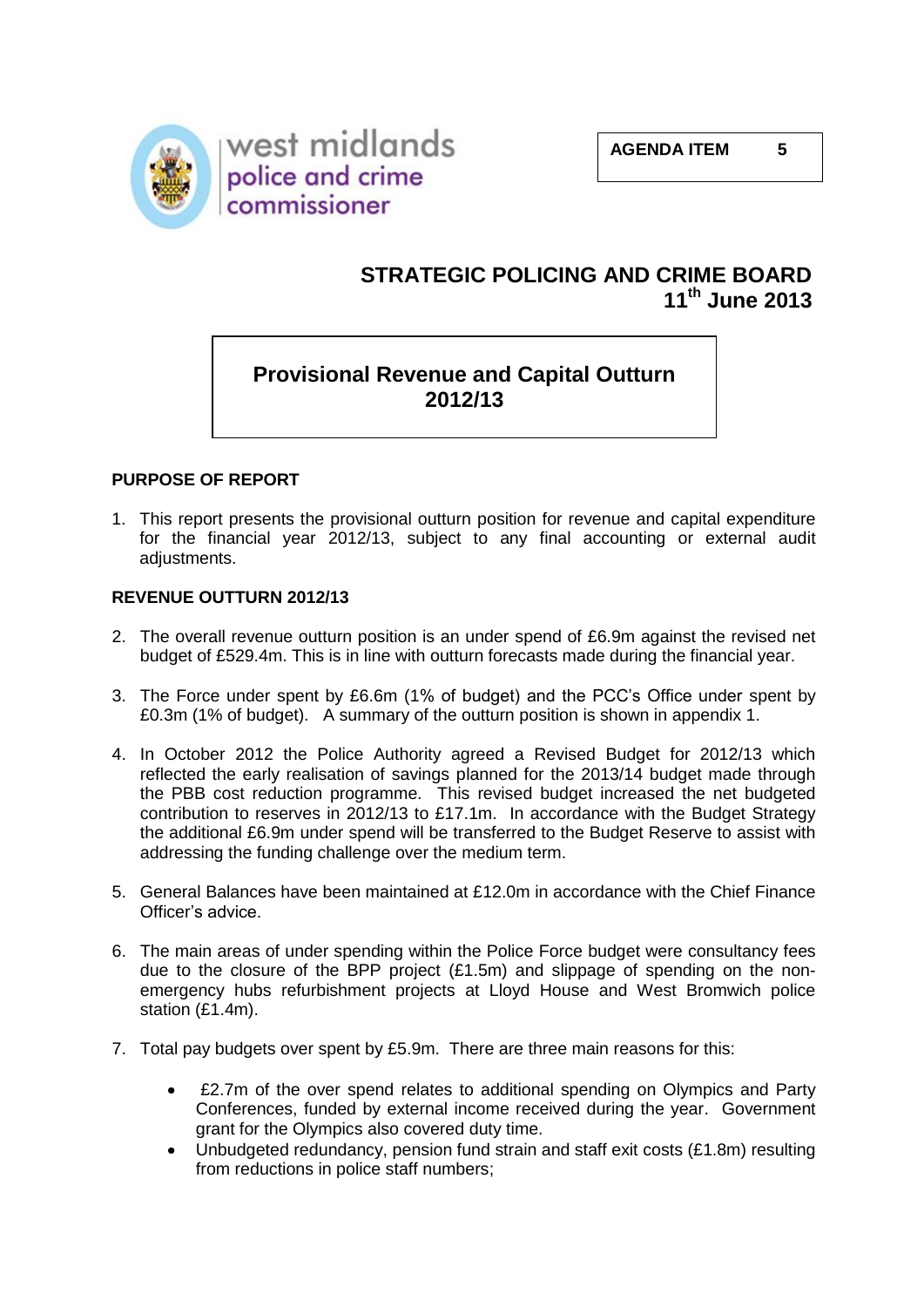west midlands
police and crime
commissioner

**AGENDA ITEM 5**

# STRATEGIC POLICING AND CRIME BOARD
## 11th June 2013

## Provisional Revenue and Capital Outturn 2012/13

### PURPOSE OF REPORT

1. This report presents the provisional outturn position for revenue and capital expenditure for the financial year 2012/13, subject to any final accounting or external audit adjustments.

### REVENUE OUTTURN 2012/13

2. The overall revenue outturn position is an under spend of £6.9m against the revised net budget of £529.4m. This is in line with outturn forecasts made during the financial year.

3. The Force under spent by £6.6m (1% of budget) and the PCC's Office under spent by £0.3m (1% of budget). A summary of the outturn position is shown in appendix 1.

4. In October 2012 the Police Authority agreed a Revised Budget for 2012/13 which reflected the early realisation of savings planned for the 2013/14 budget made through the PBB cost reduction programme. This revised budget increased the net budgeted contribution to reserves in 2012/13 to £17.1m. In accordance with the Budget Strategy the additional £6.9m under spend will be transferred to the Budget Reserve to assist with addressing the funding challenge over the medium term.

5. General Balances have been maintained at £12.0m in accordance with the Chief Finance Officer's advice.

6. The main areas of under spending within the Police Force budget were consultancy fees due to the closure of the BPP project (£1.5m) and slippage of spending on the non-emergency hubs refurbishment projects at Lloyd House and West Bromwich police station (£1.4m).

7. Total pay budgets over spent by £5.9m. There are three main reasons for this:

   - £2.7m of the over spend relates to additional spending on Olympics and Party Conferences, funded by external income received during the year. Government grant for the Olympics also covered duty time.
   - Unbudgeted redundancy, pension fund strain and staff exit costs (£1.8m) resulting from reductions in police staff numbers;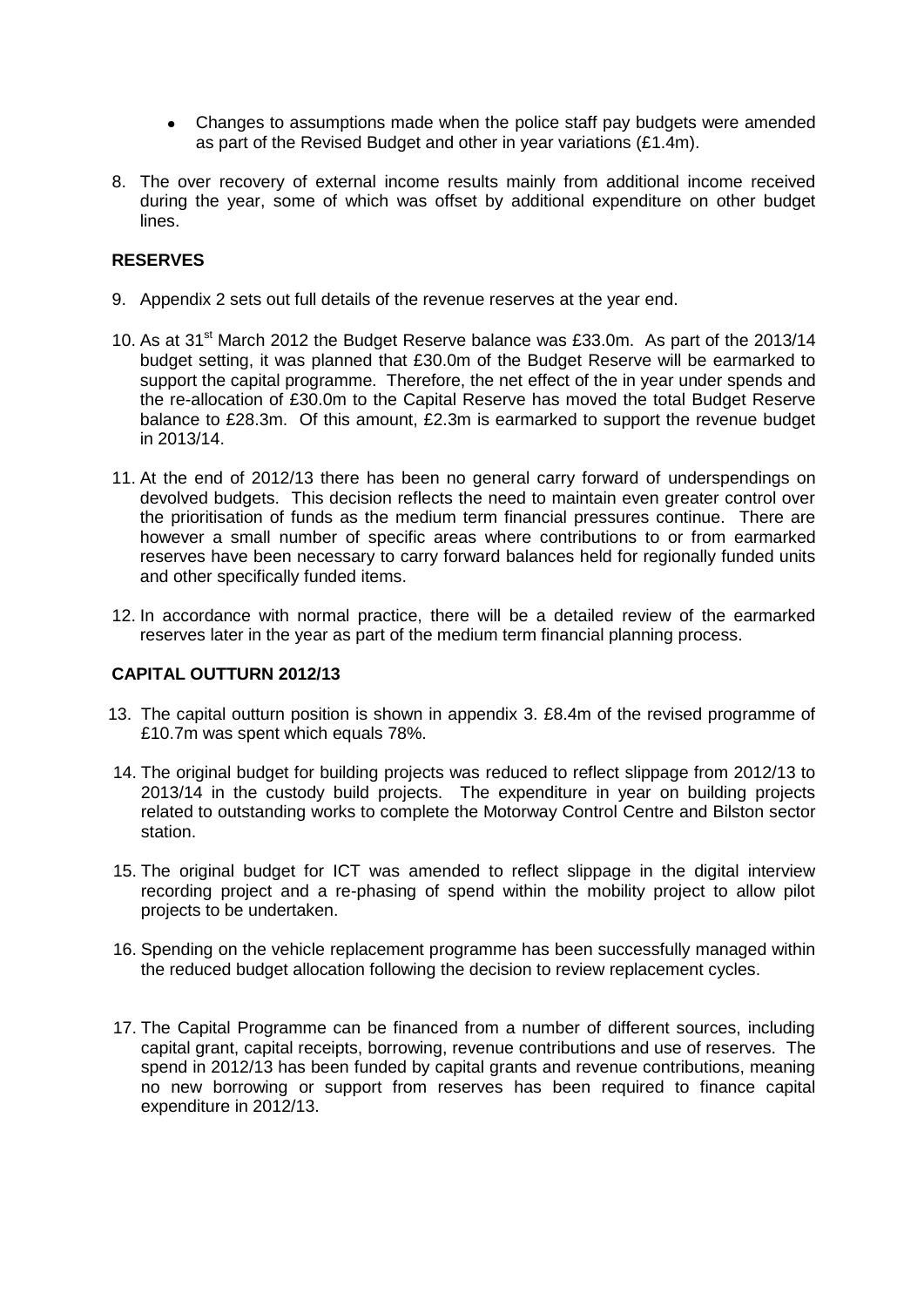- Changes to assumptions made when the police staff pay budgets were amended as part of the Revised Budget and other in year variations (£1.4m).

8. The over recovery of external income results mainly from additional income received during the year, some of which was offset by additional expenditure on other budget lines.

## RESERVES

9. Appendix 2 sets out full details of the revenue reserves at the year end.

10. As at 31st March 2012 the Budget Reserve balance was £33.0m. As part of the 2013/14 budget setting, it was planned that £30.0m of the Budget Reserve will be earmarked to support the capital programme. Therefore, the net effect of the in year under spends and the re-allocation of £30.0m to the Capital Reserve has moved the total Budget Reserve balance to £28.3m. Of this amount, £2.3m is earmarked to support the revenue budget in 2013/14.

11. At the end of 2012/13 there has been no general carry forward of underspendings on devolved budgets. This decision reflects the need to maintain even greater control over the prioritisation of funds as the medium term financial pressures continue. There are however a small number of specific areas where contributions to or from earmarked reserves have been necessary to carry forward balances held for regionally funded units and other specifically funded items.

12. In accordance with normal practice, there will be a detailed review of the earmarked reserves later in the year as part of the medium term financial planning process.

## CAPITAL OUTTURN 2012/13

13. The capital outturn position is shown in appendix 3. £8.4m of the revised programme of £10.7m was spent which equals 78%.

14. The original budget for building projects was reduced to reflect slippage from 2012/13 to 2013/14 in the custody build projects. The expenditure in year on building projects related to outstanding works to complete the Motorway Control Centre and Bilston sector station.

15. The original budget for ICT was amended to reflect slippage in the digital interview recording project and a re-phasing of spend within the mobility project to allow pilot projects to be undertaken.

16. Spending on the vehicle replacement programme has been successfully managed within the reduced budget allocation following the decision to review replacement cycles.

17. The Capital Programme can be financed from a number of different sources, including capital grant, capital receipts, borrowing, revenue contributions and use of reserves. The spend in 2012/13 has been funded by capital grants and revenue contributions, meaning no new borrowing or support from reserves has been required to finance capital expenditure in 2012/13.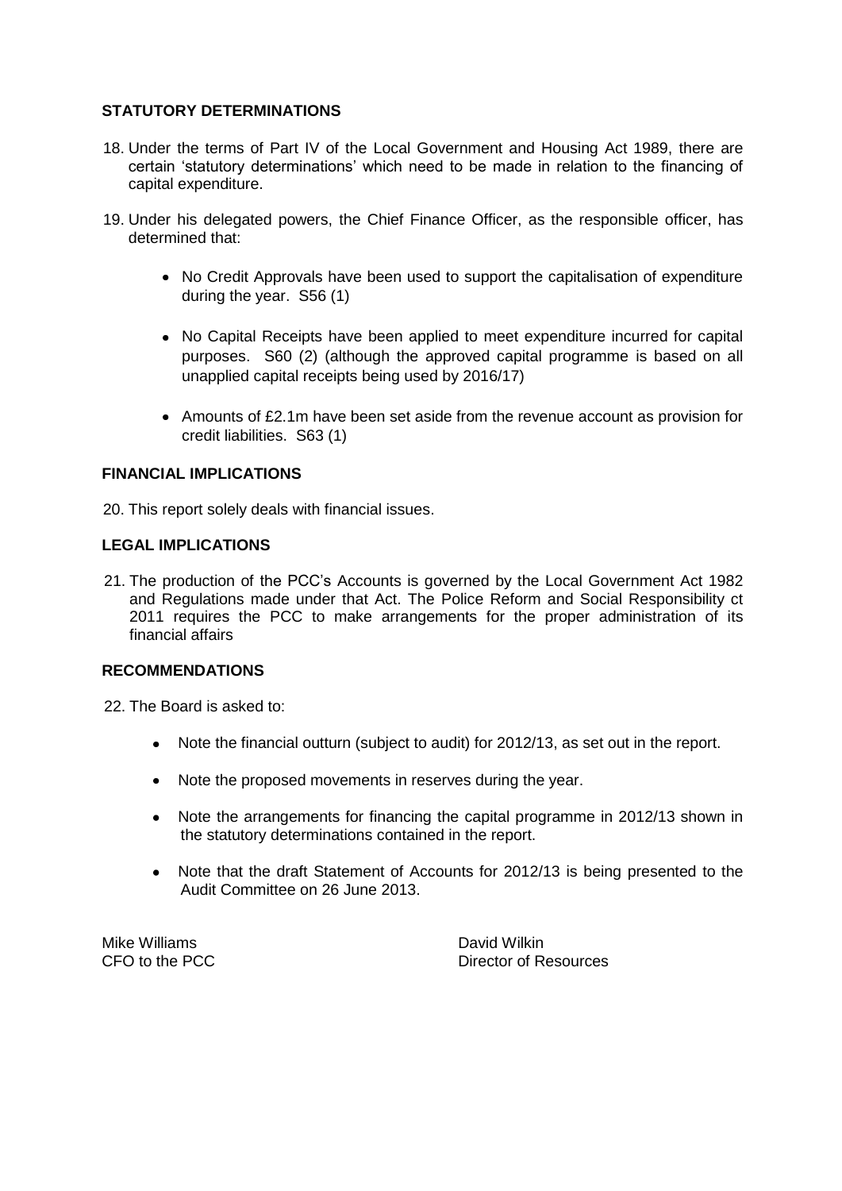## STATUTORY DETERMINATIONS

18. Under the terms of Part IV of the Local Government and Housing Act 1989, there are certain 'statutory determinations' which need to be made in relation to the financing of capital expenditure.

19. Under his delegated powers, the Chief Finance Officer, as the responsible officer, has determined that:

    - No Credit Approvals have been used to support the capitalisation of expenditure during the year. S56 (1)
    - No Capital Receipts have been applied to meet expenditure incurred for capital purposes. S60 (2) (although the approved capital programme is based on all unapplied capital receipts being used by 2016/17)
    - Amounts of £2.1m have been set aside from the revenue account as provision for credit liabilities. S63 (1)

## FINANCIAL IMPLICATIONS

20. This report solely deals with financial issues.

## LEGAL IMPLICATIONS

21. The production of the PCC's Accounts is governed by the Local Government Act 1982 and Regulations made under that Act. The Police Reform and Social Responsibility ct 2011 requires the PCC to make arrangements for the proper administration of its financial affairs

## RECOMMENDATIONS

22. The Board is asked to:

    - Note the financial outturn (subject to audit) for 2012/13, as set out in the report.
    - Note the proposed movements in reserves during the year.
    - Note the arrangements for financing the capital programme in 2012/13 shown in the statutory determinations contained in the report.
    - Note that the draft Statement of Accounts for 2012/13 is being presented to the Audit Committee on 26 June 2013.

Mike Williams
CFO to the PCC

David Wilkin
Director of Resources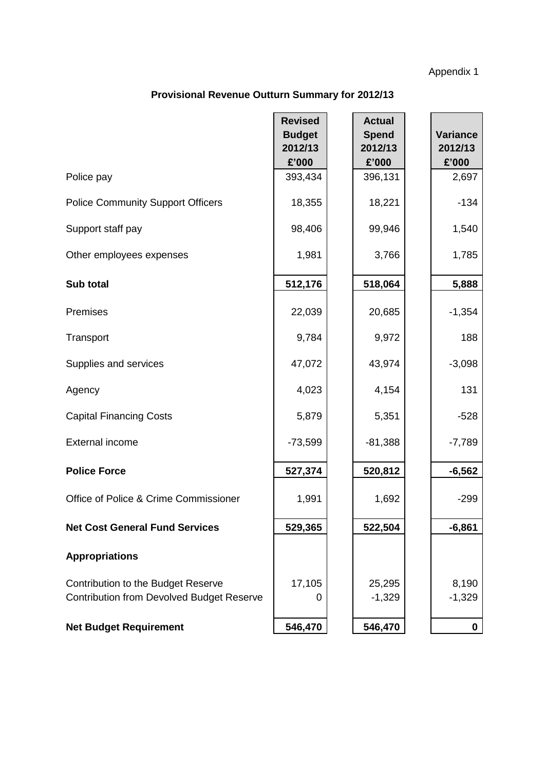Appendix 1

## Provisional Revenue Outturn Summary for 2012/13

| | Revised Budget 2012/13 £'000 | Actual Spend 2012/13 £'000 | Variance 2012/13 £'000 |
|---|---|---|---|
| Police pay | 393,434 | 396,131 | 2,697 |
| Police Community Support Officers | 18,355 | 18,221 | -134 |
| Support staff pay | 98,406 | 99,946 | 1,540 |
| Other employees expenses | 1,981 | 3,766 | 1,785 |
| **Sub total** | **512,176** | **518,064** | **5,888** |
| Premises | 22,039 | 20,685 | -1,354 |
| Transport | 9,784 | 9,972 | 188 |
| Supplies and services | 47,072 | 43,974 | -3,098 |
| Agency | 4,023 | 4,154 | 131 |
| Capital Financing Costs | 5,879 | 5,351 | -528 |
| External income | -73,599 | -81,388 | -7,789 |
| **Police Force** | **527,374** | **520,812** | **-6,562** |
| Office of Police & Crime Commissioner | 1,991 | 1,692 | -299 |
| **Net Cost General Fund Services** | **529,365** | **522,504** | **-6,861** |
| **Appropriations** | | | |
| Contribution to the Budget Reserve | 17,105 | 25,295 | 8,190 |
| Contribution from Devolved Budget Reserve | 0 | -1,329 | -1,329 |
| **Net Budget Requirement** | **546,470** | **546,470** | **0** |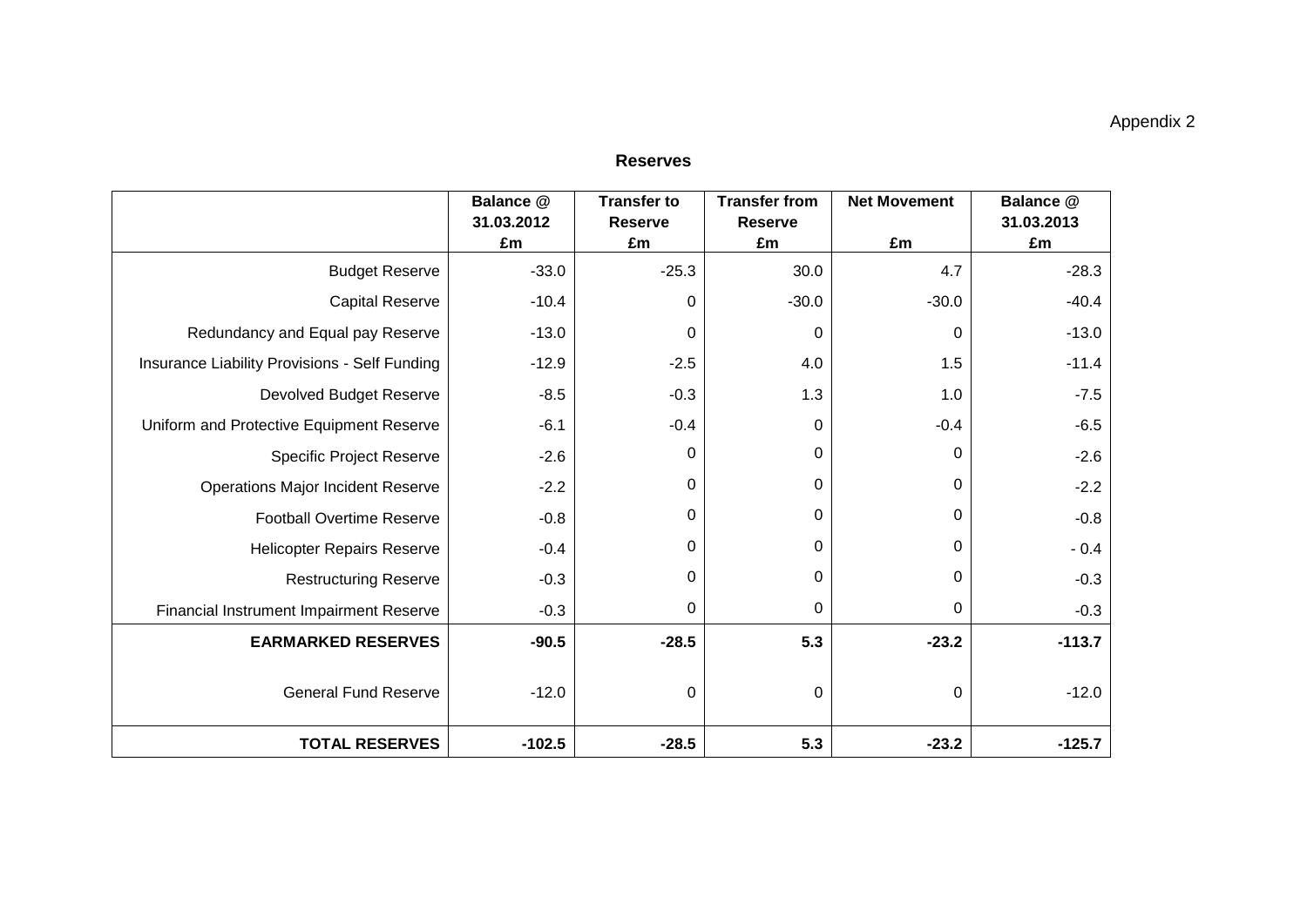Appendix 2

## Reserves

| | Balance @ 31.03.2012 £m | Transfer to Reserve £m | Transfer from Reserve £m | Net Movement £m | Balance @ 31.03.2013 £m |
|---|---|---|---|---|---|
| Budget Reserve | -33.0 | -25.3 | 30.0 | 4.7 | -28.3 |
| Capital Reserve | -10.4 | 0 | -30.0 | -30.0 | -40.4 |
| Redundancy and Equal pay Reserve | -13.0 | 0 | 0 | 0 | -13.0 |
| Insurance Liability Provisions - Self Funding | -12.9 | -2.5 | 4.0 | 1.5 | -11.4 |
| Devolved Budget Reserve | -8.5 | -0.3 | 1.3 | 1.0 | -7.5 |
| Uniform and Protective Equipment Reserve | -6.1 | -0.4 | 0 | -0.4 | -6.5 |
| Specific Project Reserve | -2.6 | 0 | 0 | 0 | -2.6 |
| Operations Major Incident Reserve | -2.2 | 0 | 0 | 0 | -2.2 |
| Football Overtime Reserve | -0.8 | 0 | 0 | 0 | -0.8 |
| Helicopter Repairs Reserve | -0.4 | 0 | 0 | 0 | - 0.4 |
| Restructuring Reserve | -0.3 | 0 | 0 | 0 | -0.3 |
| Financial Instrument Impairment Reserve | -0.3 | 0 | 0 | 0 | -0.3 |
| **EARMARKED RESERVES** | **-90.5** | **-28.5** | **5.3** | **-23.2** | **-113.7** |
| General Fund Reserve | -12.0 | 0 | 0 | 0 | -12.0 |
| **TOTAL RESERVES** | **-102.5** | **-28.5** | **5.3** | **-23.2** | **-125.7** |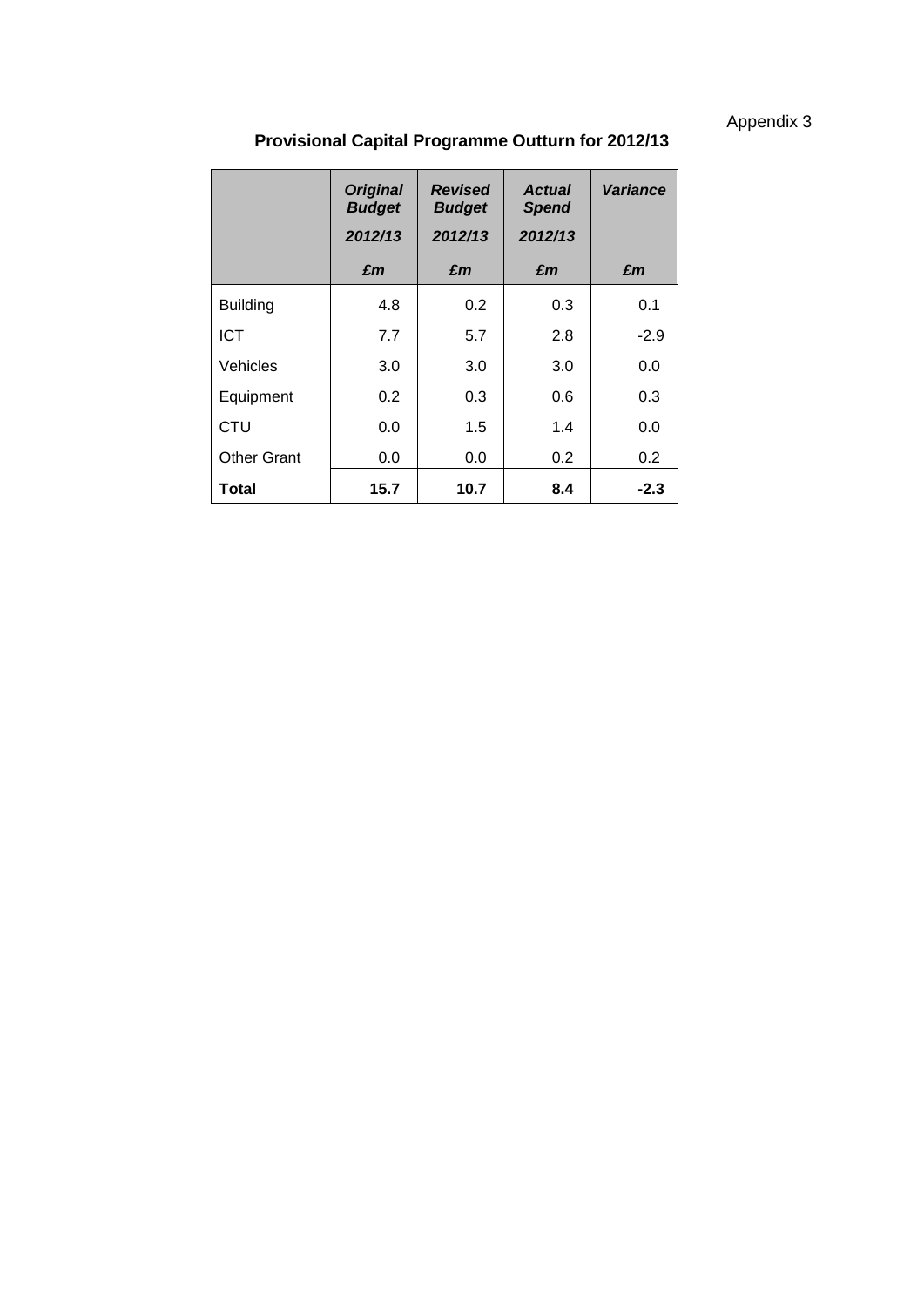Appendix 3

## Provisional Capital Programme Outturn for 2012/13

| | ***Original Budget*** ***2012/13*** ***£m*** | ***Revised Budget*** ***2012/13*** ***£m*** | ***Actual Spend*** ***2012/13*** ***£m*** | ***Variance*** ***£m*** |
|---|---|---|---|---|
| Building | 4.8 | 0.2 | 0.3 | 0.1 |
| ICT | 7.7 | 5.7 | 2.8 | -2.9 |
| Vehicles | 3.0 | 3.0 | 3.0 | 0.0 |
| Equipment | 0.2 | 0.3 | 0.6 | 0.3 |
| CTU | 0.0 | 1.5 | 1.4 | 0.0 |
| Other Grant | 0.0 | 0.0 | 0.2 | 0.2 |
| **Total** | **15.7** | **10.7** | **8.4** | **-2.3** |